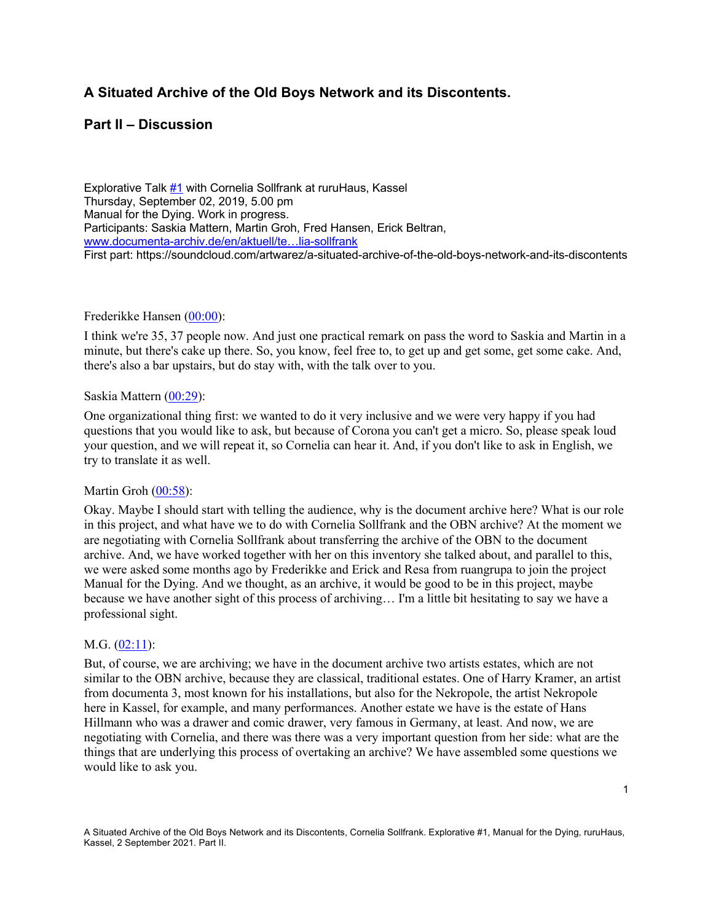## A Situated Archive of the Old Boys Network and its Discontents.

## Part II – Discussion

Explorative Talk #1 with Cornelia Sollfrank at ruruHaus, Kassel
Thursday, September 02, 2019, 5.00 pm
Manual for the Dying. Work in progress.
Participants: Saskia Mattern, Martin Groh, Fred Hansen, Erick Beltran,
www.documenta-archiv.de/en/aktuell/te…lia-sollfrank
First part: https://soundcloud.com/artwarez/a-situated-archive-of-the-old-boys-network-and-its-discontents

Frederikke Hansen (00:00):

I think we're 35, 37 people now. And just one practical remark on pass the word to Saskia and Martin in a minute, but there's cake up there. So, you know, feel free to, to get up and get some, get some cake. And, there's also a bar upstairs, but do stay with, with the talk over to you.

Saskia Mattern (00:29):

One organizational thing first: we wanted to do it very inclusive and we were very happy if you had questions that you would like to ask, but because of Corona you can't get a micro. So, please speak loud your question, and we will repeat it, so Cornelia can hear it. And, if you don't like to ask in English, we try to translate it as well.

Martin Groh (00:58):

Okay. Maybe I should start with telling the audience, why is the document archive here? What is our role in this project, and what have we to do with Cornelia Sollfrank and the OBN archive? At the moment we are negotiating with Cornelia Sollfrank about transferring the archive of the OBN to the document archive. And, we have worked together with her on this inventory she talked about, and parallel to this, we were asked some months ago by Frederikke and Erick and Resa from ruangrupa to join the project Manual for the Dying. And we thought, as an archive, it would be good to be in this project, maybe because we have another sight of this process of archiving… I'm a little bit hesitating to say we have a professional sight.

M.G. (02:11):

But, of course, we are archiving; we have in the document archive two artists estates, which are not similar to the OBN archive, because they are classical, traditional estates. One of Harry Kramer, an artist from documenta 3, most known for his installations, but also for the Nekropole, the artist Nekropole here in Kassel, for example, and many performances. Another estate we have is the estate of Hans Hillmann who was a drawer and comic drawer, very famous in Germany, at least. And now, we are negotiating with Cornelia, and there was there was a very important question from her side: what are the things that are underlying this process of overtaking an archive? We have assembled some questions we would like to ask you.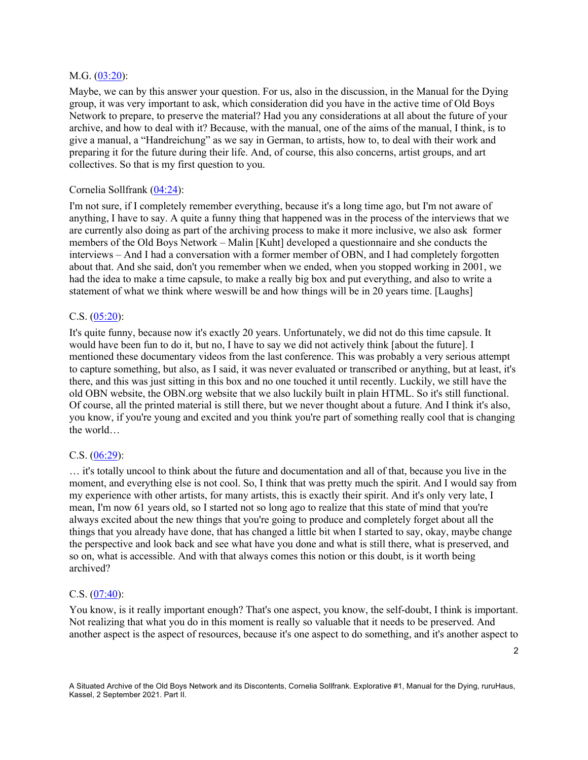M.G. ([03:20](#)):

Maybe, we can by this answer your question. For us, also in the discussion, in the Manual for the Dying group, it was very important to ask, which consideration did you have in the active time of Old Boys Network to prepare, to preserve the material? Had you any considerations at all about the future of your archive, and how to deal with it? Because, with the manual, one of the aims of the manual, I think, is to give a manual, a "Handreichung" as we say in German, to artists, how to, to deal with their work and preparing it for the future during their life. And, of course, this also concerns, artist groups, and art collectives. So that is my first question to you.

Cornelia Sollfrank ([04:24](#)):

I'm not sure, if I completely remember everything, because it's a long time ago, but I'm not aware of anything, I have to say. A quite a funny thing that happened was in the process of the interviews that we are currently also doing as part of the archiving process to make it more inclusive, we also ask former members of the Old Boys Network – Malin [Kuht] developed a questionnaire and she conducts the interviews – And I had a conversation with a former member of OBN, and I had completely forgotten about that. And she said, don't you remember when we ended, when you stopped working in 2001, we had the idea to make a time capsule, to make a really big box and put everything, and also to write a statement of what we think where weswill be and how things will be in 20 years time. [Laughs]

C.S. ([05:20](#)):

It's quite funny, because now it's exactly 20 years. Unfortunately, we did not do this time capsule. It would have been fun to do it, but no, I have to say we did not actively think [about the future]. I mentioned these documentary videos from the last conference. This was probably a very serious attempt to capture something, but also, as I said, it was never evaluated or transcribed or anything, but at least, it's there, and this was just sitting in this box and no one touched it until recently. Luckily, we still have the old OBN website, the OBN.org website that we also luckily built in plain HTML. So it's still functional. Of course, all the printed material is still there, but we never thought about a future. And I think it's also, you know, if you're young and excited and you think you're part of something really cool that is changing the world…

C.S. ([06:29](#)):

… it's totally uncool to think about the future and documentation and all of that, because you live in the moment, and everything else is not cool. So, I think that was pretty much the spirit. And I would say from my experience with other artists, for many artists, this is exactly their spirit. And it's only very late, I mean, I'm now 61 years old, so I started not so long ago to realize that this state of mind that you're always excited about the new things that you're going to produce and completely forget about all the things that you already have done, that has changed a little bit when I started to say, okay, maybe change the perspective and look back and see what have you done and what is still there, what is preserved, and so on, what is accessible. And with that always comes this notion or this doubt, is it worth being archived?

C.S. ([07:40](#)):

You know, is it really important enough? That's one aspect, you know, the self-doubt, I think is important. Not realizing that what you do in this moment is really so valuable that it needs to be preserved. And another aspect is the aspect of resources, because it's one aspect to do something, and it's another aspect to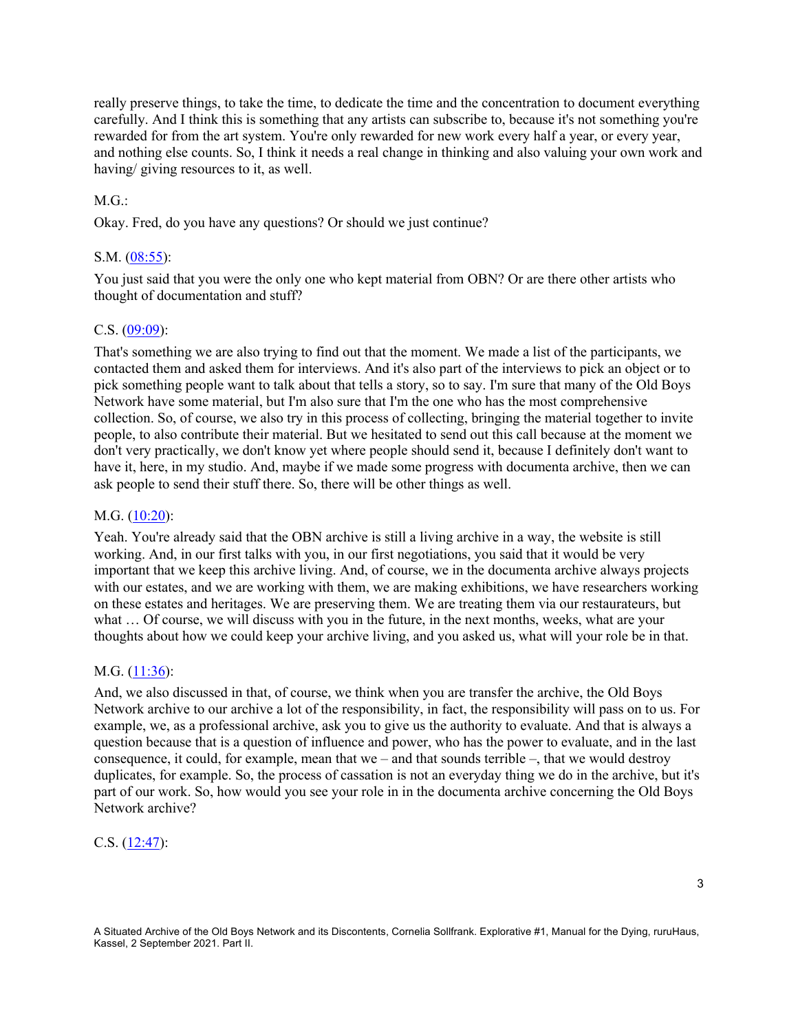really preserve things, to take the time, to dedicate the time and the concentration to document everything carefully. And I think this is something that any artists can subscribe to, because it's not something you're rewarded for from the art system. You're only rewarded for new work every half a year, or every year, and nothing else counts. So, I think it needs a real change in thinking and also valuing your own work and having/ giving resources to it, as well.

M.G.:

Okay. Fred, do you have any questions? Or should we just continue?

S.M. (08:55):

You just said that you were the only one who kept material from OBN? Or are there other artists who thought of documentation and stuff?

C.S. (09:09):

That's something we are also trying to find out that the moment. We made a list of the participants, we contacted them and asked them for interviews. And it's also part of the interviews to pick an object or to pick something people want to talk about that tells a story, so to say. I'm sure that many of the Old Boys Network have some material, but I'm also sure that I'm the one who has the most comprehensive collection. So, of course, we also try in this process of collecting, bringing the material together to invite people, to also contribute their material. But we hesitated to send out this call because at the moment we don't very practically, we don't know yet where people should send it, because I definitely don't want to have it, here, in my studio. And, maybe if we made some progress with documenta archive, then we can ask people to send their stuff there. So, there will be other things as well.

M.G. (10:20):

Yeah. You're already said that the OBN archive is still a living archive in a way, the website is still working. And, in our first talks with you, in our first negotiations, you said that it would be very important that we keep this archive living. And, of course, we in the documenta archive always projects with our estates, and we are working with them, we are making exhibitions, we have researchers working on these estates and heritages. We are preserving them. We are treating them via our restaurateurs, but what … Of course, we will discuss with you in the future, in the next months, weeks, what are your thoughts about how we could keep your archive living, and you asked us, what will your role be in that.

M.G. (11:36):

And, we also discussed in that, of course, we think when you are transfer the archive, the Old Boys Network archive to our archive a lot of the responsibility, in fact, the responsibility will pass on to us. For example, we, as a professional archive, ask you to give us the authority to evaluate. And that is always a question because that is a question of influence and power, who has the power to evaluate, and in the last consequence, it could, for example, mean that we – and that sounds terrible –, that we would destroy duplicates, for example. So, the process of cassation is not an everyday thing we do in the archive, but it's part of our work. So, how would you see your role in in the documenta archive concerning the Old Boys Network archive?

C.S. (12:47):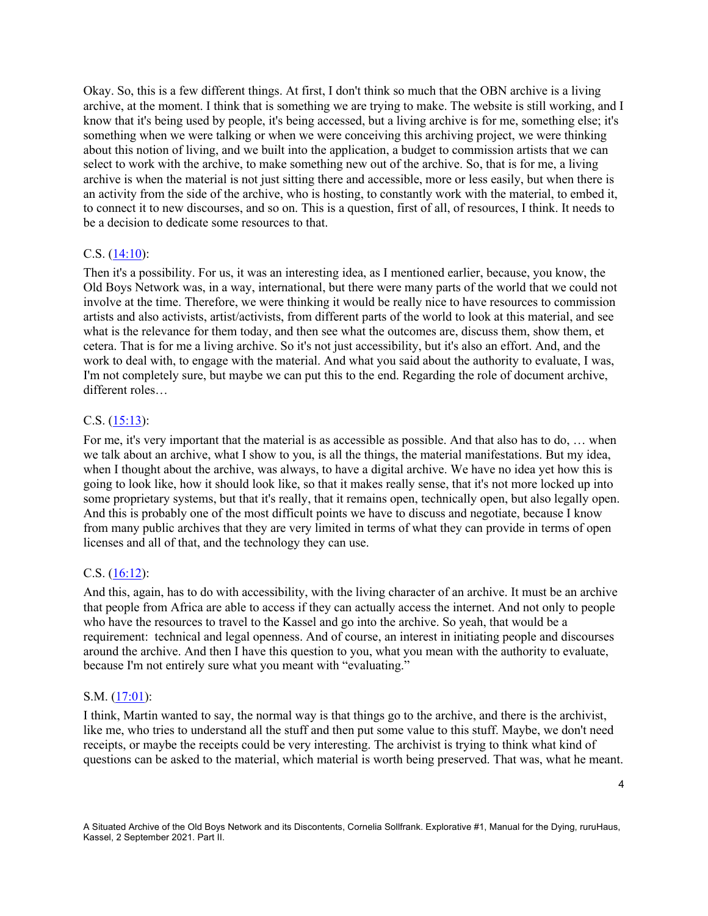Okay. So, this is a few different things. At first, I don't think so much that the OBN archive is a living archive, at the moment. I think that is something we are trying to make. The website is still working, and I know that it's being used by people, it's being accessed, but a living archive is for me, something else; it's something when we were talking or when we were conceiving this archiving project, we were thinking about this notion of living, and we built into the application, a budget to commission artists that we can select to work with the archive, to make something new out of the archive. So, that is for me, a living archive is when the material is not just sitting there and accessible, more or less easily, but when there is an activity from the side of the archive, who is hosting, to constantly work with the material, to embed it, to connect it to new discourses, and so on. This is a question, first of all, of resources, I think. It needs to be a decision to dedicate some resources to that.

C.S. ([14:10]):

Then it's a possibility. For us, it was an interesting idea, as I mentioned earlier, because, you know, the Old Boys Network was, in a way, international, but there were many parts of the world that we could not involve at the time. Therefore, we were thinking it would be really nice to have resources to commission artists and also activists, artist/activists, from different parts of the world to look at this material, and see what is the relevance for them today, and then see what the outcomes are, discuss them, show them, et cetera. That is for me a living archive. So it's not just accessibility, but it's also an effort. And, and the work to deal with, to engage with the material. And what you said about the authority to evaluate, I was, I'm not completely sure, but maybe we can put this to the end. Regarding the role of document archive, different roles…

C.S. ([15:13]):

For me, it's very important that the material is as accessible as possible. And that also has to do, … when we talk about an archive, what I show to you, is all the things, the material manifestations. But my idea, when I thought about the archive, was always, to have a digital archive. We have no idea yet how this is going to look like, how it should look like, so that it makes really sense, that it's not more locked up into some proprietary systems, but that it's really, that it remains open, technically open, but also legally open. And this is probably one of the most difficult points we have to discuss and negotiate, because I know from many public archives that they are very limited in terms of what they can provide in terms of open licenses and all of that, and the technology they can use.

C.S. ([16:12]):

And this, again, has to do with accessibility, with the living character of an archive. It must be an archive that people from Africa are able to access if they can actually access the internet. And not only to people who have the resources to travel to the Kassel and go into the archive. So yeah, that would be a requirement: technical and legal openness. And of course, an interest in initiating people and discourses around the archive. And then I have this question to you, what you mean with the authority to evaluate, because I'm not entirely sure what you meant with "evaluating."

S.M. ([17:01]):

I think, Martin wanted to say, the normal way is that things go to the archive, and there is the archivist, like me, who tries to understand all the stuff and then put some value to this stuff. Maybe, we don't need receipts, or maybe the receipts could be very interesting. The archivist is trying to think what kind of questions can be asked to the material, which material is worth being preserved. That was, what he meant.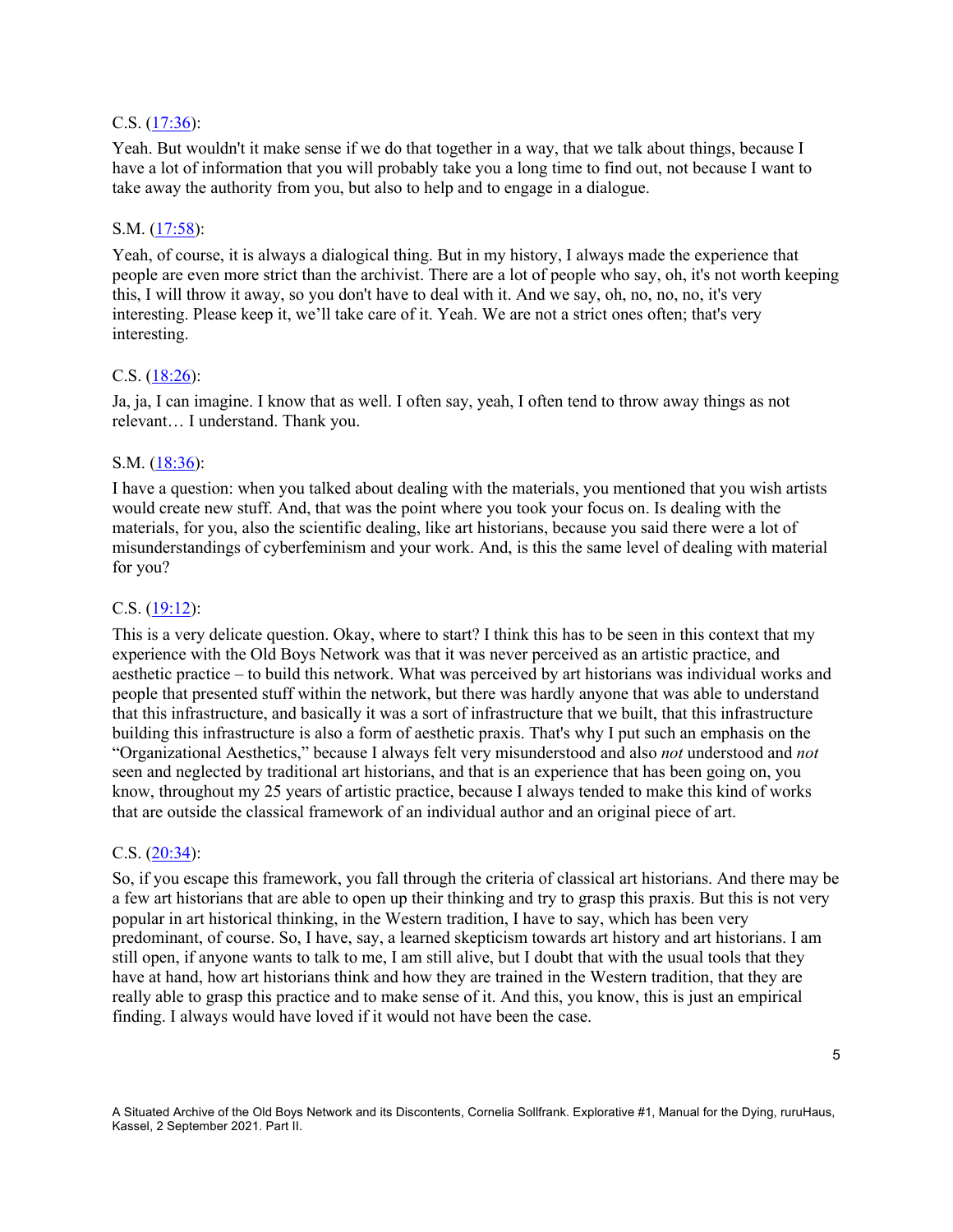C.S. ([17:36]):

Yeah. But wouldn't it make sense if we do that together in a way, that we talk about things, because I have a lot of information that you will probably take you a long time to find out, not because I want to take away the authority from you, but also to help and to engage in a dialogue.

S.M. ([17:58]):

Yeah, of course, it is always a dialogical thing. But in my history, I always made the experience that people are even more strict than the archivist. There are a lot of people who say, oh, it's not worth keeping this, I will throw it away, so you don't have to deal with it. And we say, oh, no, no, no, it's very interesting. Please keep it, we'll take care of it. Yeah. We are not a strict ones often; that's very interesting.

C.S. ([18:26]):

Ja, ja, I can imagine. I know that as well. I often say, yeah, I often tend to throw away things as not relevant… I understand. Thank you.

S.M. ([18:36]):

I have a question: when you talked about dealing with the materials, you mentioned that you wish artists would create new stuff. And, that was the point where you took your focus on. Is dealing with the materials, for you, also the scientific dealing, like art historians, because you said there were a lot of misunderstandings of cyberfeminism and your work. And, is this the same level of dealing with material for you?

C.S. ([19:12]):

This is a very delicate question. Okay, where to start? I think this has to be seen in this context that my experience with the Old Boys Network was that it was never perceived as an artistic practice, and aesthetic practice – to build this network. What was perceived by art historians was individual works and people that presented stuff within the network, but there was hardly anyone that was able to understand that this infrastructure, and basically it was a sort of infrastructure that we built, that this infrastructure building this infrastructure is also a form of aesthetic praxis. That's why I put such an emphasis on the "Organizational Aesthetics," because I always felt very misunderstood and also *not* understood and *not* seen and neglected by traditional art historians, and that is an experience that has been going on, you know, throughout my 25 years of artistic practice, because I always tended to make this kind of works that are outside the classical framework of an individual author and an original piece of art.

C.S. ([20:34]):

So, if you escape this framework, you fall through the criteria of classical art historians. And there may be a few art historians that are able to open up their thinking and try to grasp this praxis. But this is not very popular in art historical thinking, in the Western tradition, I have to say, which has been very predominant, of course. So, I have, say, a learned skepticism towards art history and art historians. I am still open, if anyone wants to talk to me, I am still alive, but I doubt that with the usual tools that they have at hand, how art historians think and how they are trained in the Western tradition, that they are really able to grasp this practice and to make sense of it. And this, you know, this is just an empirical finding. I always would have loved if it would not have been the case.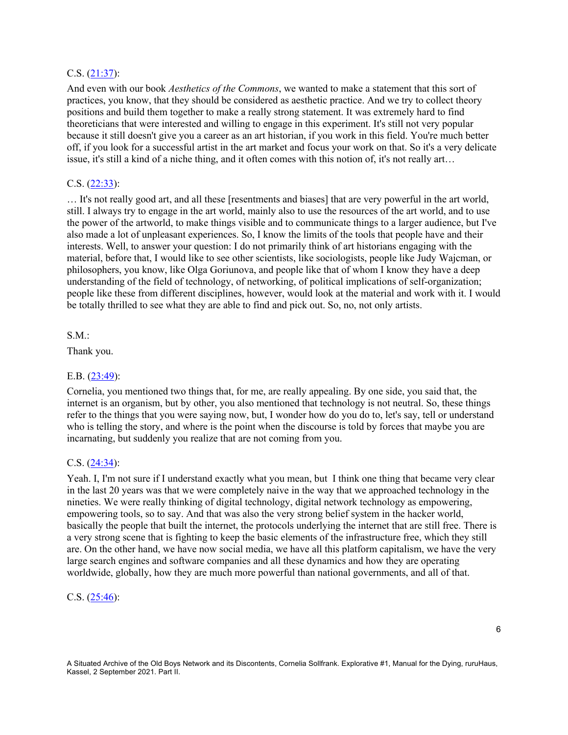C.S. ([21:37](#)):

And even with our book *Aesthetics of the Commons*, we wanted to make a statement that this sort of practices, you know, that they should be considered as aesthetic practice. And we try to collect theory positions and build them together to make a really strong statement. It was extremely hard to find theoreticians that were interested and willing to engage in this experiment. It's still not very popular because it still doesn't give you a career as an art historian, if you work in this field. You're much better off, if you look for a successful artist in the art market and focus your work on that. So it's a very delicate issue, it's still a kind of a niche thing, and it often comes with this notion of, it's not really art…

C.S. ([22:33](#)):

… It's not really good art, and all these [resentments and biases] that are very powerful in the art world, still. I always try to engage in the art world, mainly also to use the resources of the art world, and to use the power of the artworld, to make things visible and to communicate things to a larger audience, but I've also made a lot of unpleasant experiences. So, I know the limits of the tools that people have and their interests. Well, to answer your question: I do not primarily think of art historians engaging with the material, before that, I would like to see other scientists, like sociologists, people like Judy Wajcman, or philosophers, you know, like Olga Goriunova, and people like that of whom I know they have a deep understanding of the field of technology, of networking, of political implications of self-organization; people like these from different disciplines, however, would look at the material and work with it. I would be totally thrilled to see what they are able to find and pick out. So, no, not only artists.

S.M.:

Thank you.

E.B. ([23:49](#)):

Cornelia, you mentioned two things that, for me, are really appealing. By one side, you said that, the internet is an organism, but by other, you also mentioned that technology is not neutral. So, these things refer to the things that you were saying now, but, I wonder how do you do to, let's say, tell or understand who is telling the story, and where is the point when the discourse is told by forces that maybe you are incarnating, but suddenly you realize that are not coming from you.

C.S. ([24:34](#)):

Yeah. I, I'm not sure if I understand exactly what you mean, but I think one thing that became very clear in the last 20 years was that we were completely naive in the way that we approached technology in the nineties. We were really thinking of digital technology, digital network technology as empowering, empowering tools, so to say. And that was also the very strong belief system in the hacker world, basically the people that built the internet, the protocols underlying the internet that are still free. There is a very strong scene that is fighting to keep the basic elements of the infrastructure free, which they still are. On the other hand, we have now social media, we have all this platform capitalism, we have the very large search engines and software companies and all these dynamics and how they are operating worldwide, globally, how they are much more powerful than national governments, and all of that.

C.S. ([25:46](#)):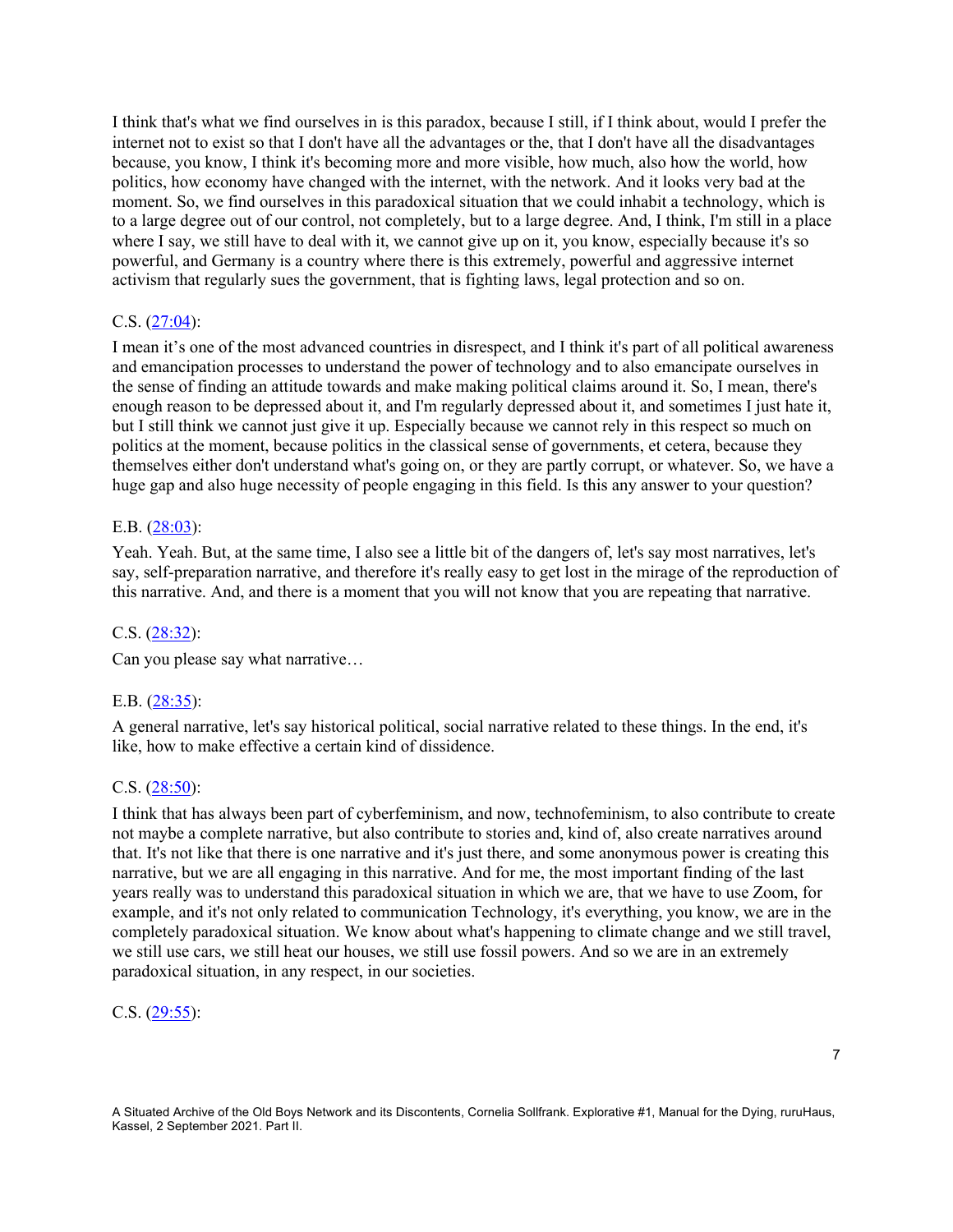I think that's what we find ourselves in is this paradox, because I still, if I think about, would I prefer the internet not to exist so that I don't have all the advantages or the, that I don't have all the disadvantages because, you know, I think it's becoming more and more visible, how much, also how the world, how politics, how economy have changed with the internet, with the network. And it looks very bad at the moment. So, we find ourselves in this paradoxical situation that we could inhabit a technology, which is to a large degree out of our control, not completely, but to a large degree. And, I think, I'm still in a place where I say, we still have to deal with it, we cannot give up on it, you know, especially because it's so powerful, and Germany is a country where there is this extremely, powerful and aggressive internet activism that regularly sues the government, that is fighting laws, legal protection and so on.

C.S. ([27:04]):

I mean it's one of the most advanced countries in disrespect, and I think it's part of all political awareness and emancipation processes to understand the power of technology and to also emancipate ourselves in the sense of finding an attitude towards and make making political claims around it. So, I mean, there's enough reason to be depressed about it, and I'm regularly depressed about it, and sometimes I just hate it, but I still think we cannot just give it up. Especially because we cannot rely in this respect so much on politics at the moment, because politics in the classical sense of governments, et cetera, because they themselves either don't understand what's going on, or they are partly corrupt, or whatever. So, we have a huge gap and also huge necessity of people engaging in this field. Is this any answer to your question?

E.B. ([28:03]):

Yeah. Yeah. But, at the same time, I also see a little bit of the dangers of, let's say most narratives, let's say, self-preparation narrative, and therefore it's really easy to get lost in the mirage of the reproduction of this narrative. And, and there is a moment that you will not know that you are repeating that narrative.

C.S. ([28:32]):

Can you please say what narrative…

E.B. ([28:35]):

A general narrative, let's say historical political, social narrative related to these things. In the end, it's like, how to make effective a certain kind of dissidence.

C.S. ([28:50]):

I think that has always been part of cyberfeminism, and now, technofeminism, to also contribute to create not maybe a complete narrative, but also contribute to stories and, kind of, also create narratives around that. It's not like that there is one narrative and it's just there, and some anonymous power is creating this narrative, but we are all engaging in this narrative. And for me, the most important finding of the last years really was to understand this paradoxical situation in which we are, that we have to use Zoom, for example, and it's not only related to communication Technology, it's everything, you know, we are in the completely paradoxical situation. We know about what's happening to climate change and we still travel, we still use cars, we still heat our houses, we still use fossil powers. And so we are in an extremely paradoxical situation, in any respect, in our societies.

C.S. ([29:55]):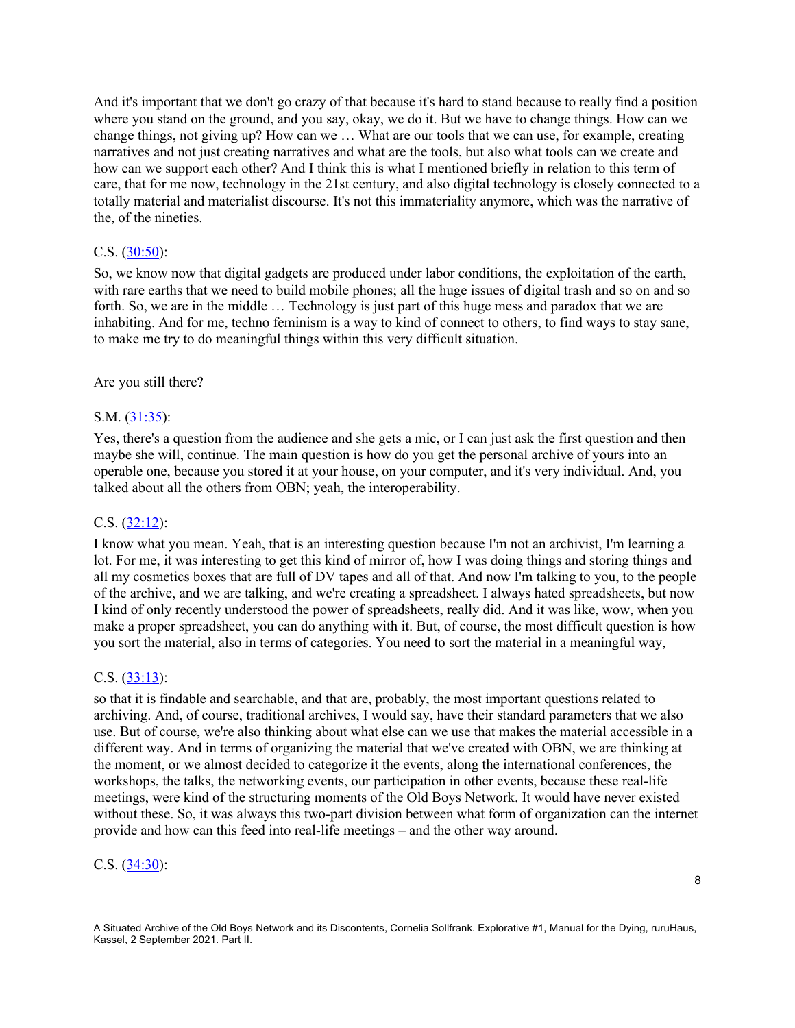And it's important that we don't go crazy of that because it's hard to stand because to really find a position where you stand on the ground, and you say, okay, we do it. But we have to change things. How can we change things, not giving up? How can we … What are our tools that we can use, for example, creating narratives and not just creating narratives and what are the tools, but also what tools can we create and how can we support each other? And I think this is what I mentioned briefly in relation to this term of care, that for me now, technology in the 21st century, and also digital technology is closely connected to a totally material and materialist discourse. It's not this immateriality anymore, which was the narrative of the, of the nineties.

C.S. (30:50):

So, we know now that digital gadgets are produced under labor conditions, the exploitation of the earth, with rare earths that we need to build mobile phones; all the huge issues of digital trash and so on and so forth. So, we are in the middle … Technology is just part of this huge mess and paradox that we are inhabiting. And for me, techno feminism is a way to kind of connect to others, to find ways to stay sane, to make me try to do meaningful things within this very difficult situation.

Are you still there?

S.M. (31:35):

Yes, there's a question from the audience and she gets a mic, or I can just ask the first question and then maybe she will, continue. The main question is how do you get the personal archive of yours into an operable one, because you stored it at your house, on your computer, and it's very individual. And, you talked about all the others from OBN; yeah, the interoperability.

C.S. (32:12):

I know what you mean. Yeah, that is an interesting question because I'm not an archivist, I'm learning a lot. For me, it was interesting to get this kind of mirror of, how I was doing things and storing things and all my cosmetics boxes that are full of DV tapes and all of that. And now I'm talking to you, to the people of the archive, and we are talking, and we're creating a spreadsheet. I always hated spreadsheets, but now I kind of only recently understood the power of spreadsheets, really did. And it was like, wow, when you make a proper spreadsheet, you can do anything with it. But, of course, the most difficult question is how you sort the material, also in terms of categories. You need to sort the material in a meaningful way,

C.S. (33:13):

so that it is findable and searchable, and that are, probably, the most important questions related to archiving. And, of course, traditional archives, I would say, have their standard parameters that we also use. But of course, we're also thinking about what else can we use that makes the material accessible in a different way. And in terms of organizing the material that we've created with OBN, we are thinking at the moment, or we almost decided to categorize it the events, along the international conferences, the workshops, the talks, the networking events, our participation in other events, because these real-life meetings, were kind of the structuring moments of the Old Boys Network. It would have never existed without these. So, it was always this two-part division between what form of organization can the internet provide and how can this feed into real-life meetings – and the other way around.

C.S. (34:30):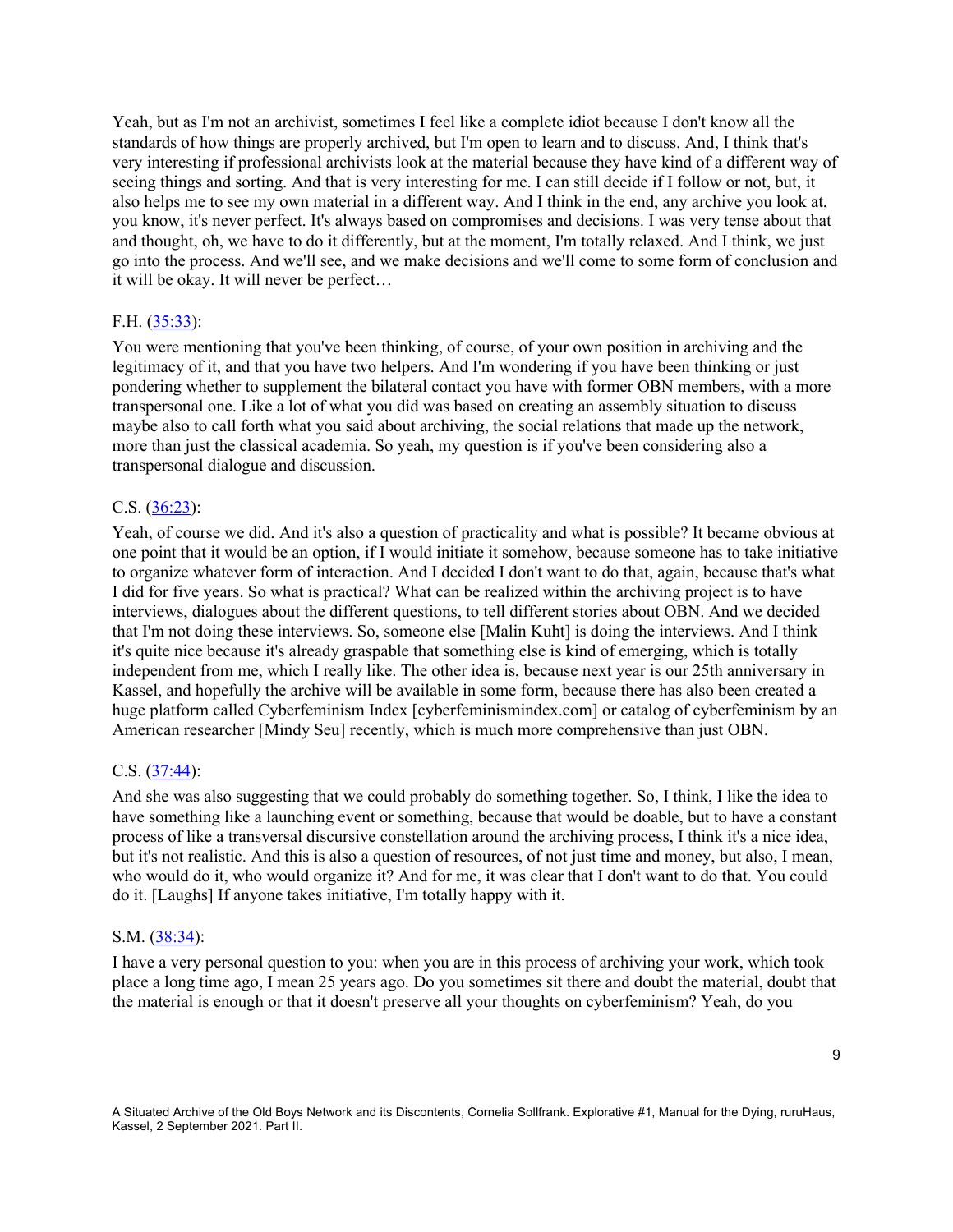Yeah, but as I'm not an archivist, sometimes I feel like a complete idiot because I don't know all the standards of how things are properly archived, but I'm open to learn and to discuss. And, I think that's very interesting if professional archivists look at the material because they have kind of a different way of seeing things and sorting. And that is very interesting for me. I can still decide if I follow or not, but, it also helps me to see my own material in a different way. And I think in the end, any archive you look at, you know, it's never perfect. It's always based on compromises and decisions. I was very tense about that and thought, oh, we have to do it differently, but at the moment, I'm totally relaxed. And I think, we just go into the process. And we'll see, and we make decisions and we'll come to some form of conclusion and it will be okay. It will never be perfect…

F.H. ([35:33](35:33)):

You were mentioning that you've been thinking, of course, of your own position in archiving and the legitimacy of it, and that you have two helpers. And I'm wondering if you have been thinking or just pondering whether to supplement the bilateral contact you have with former OBN members, with a more transpersonal one. Like a lot of what you did was based on creating an assembly situation to discuss maybe also to call forth what you said about archiving, the social relations that made up the network, more than just the classical academia. So yeah, my question is if you've been considering also a transpersonal dialogue and discussion.

C.S. ([36:23](36:23)):

Yeah, of course we did. And it's also a question of practicality and what is possible? It became obvious at one point that it would be an option, if I would initiate it somehow, because someone has to take initiative to organize whatever form of interaction. And I decided I don't want to do that, again, because that's what I did for five years. So what is practical? What can be realized within the archiving project is to have interviews, dialogues about the different questions, to tell different stories about OBN. And we decided that I'm not doing these interviews. So, someone else [Malin Kuht] is doing the interviews. And I think it's quite nice because it's already graspable that something else is kind of emerging, which is totally independent from me, which I really like. The other idea is, because next year is our 25th anniversary in Kassel, and hopefully the archive will be available in some form, because there has also been created a huge platform called Cyberfeminism Index [cyberfeminismindex.com] or catalog of cyberfeminism by an American researcher [Mindy Seu] recently, which is much more comprehensive than just OBN.

C.S. ([37:44](37:44)):

And she was also suggesting that we could probably do something together. So, I think, I like the idea to have something like a launching event or something, because that would be doable, but to have a constant process of like a transversal discursive constellation around the archiving process, I think it's a nice idea, but it's not realistic. And this is also a question of resources, of not just time and money, but also, I mean, who would do it, who would organize it? And for me, it was clear that I don't want to do that. You could do it. [Laughs] If anyone takes initiative, I'm totally happy with it.

S.M. ([38:34](38:34)):

I have a very personal question to you: when you are in this process of archiving your work, which took place a long time ago, I mean 25 years ago. Do you sometimes sit there and doubt the material, doubt that the material is enough or that it doesn't preserve all your thoughts on cyberfeminism? Yeah, do you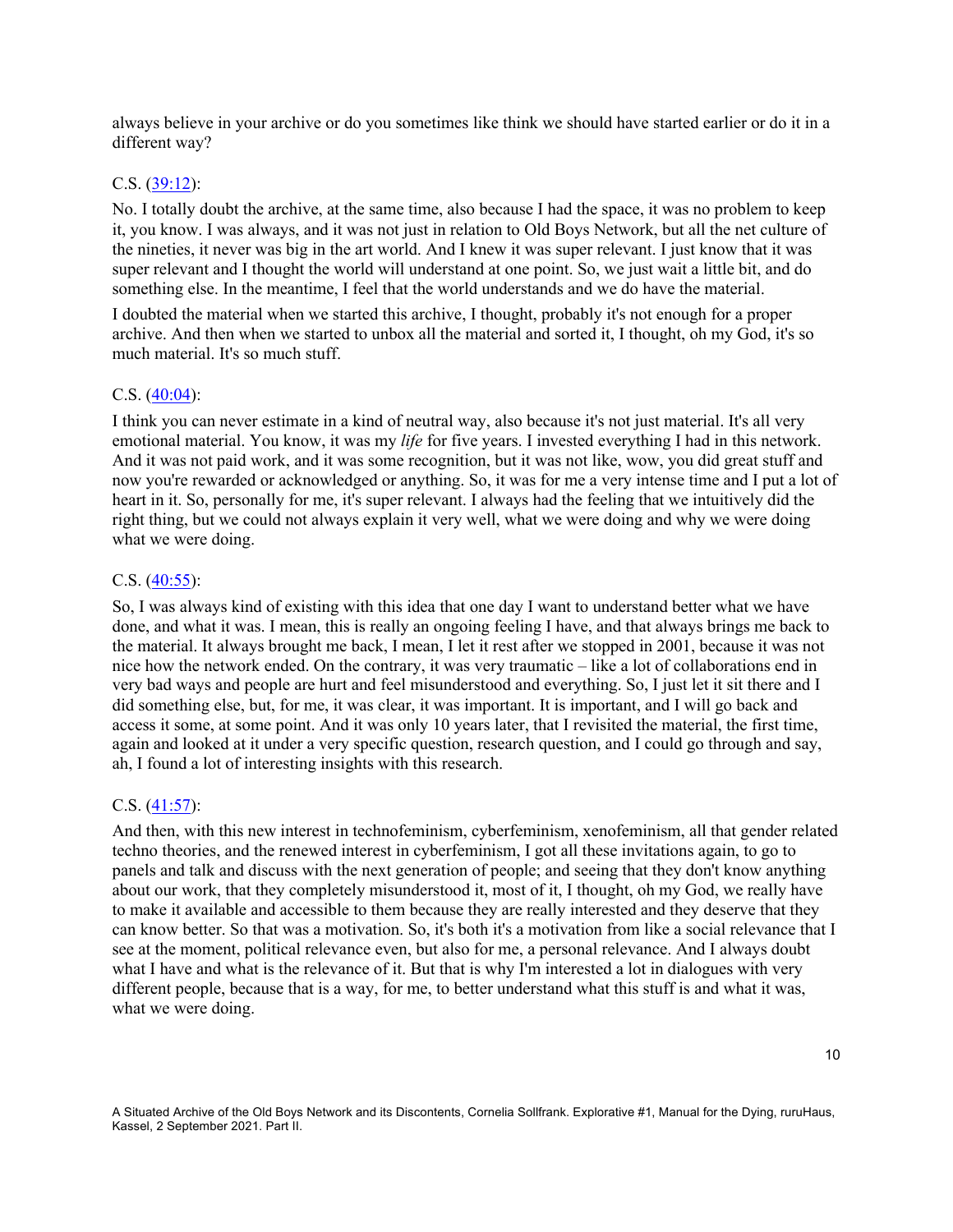always believe in your archive or do you sometimes like think we should have started earlier or do it in a different way?

C.S. ([39:12](#)):

No. I totally doubt the archive, at the same time, also because I had the space, it was no problem to keep it, you know. I was always, and it was not just in relation to Old Boys Network, but all the net culture of the nineties, it never was big in the art world. And I knew it was super relevant. I just know that it was super relevant and I thought the world will understand at one point. So, we just wait a little bit, and do something else. In the meantime, I feel that the world understands and we do have the material.

I doubted the material when we started this archive, I thought, probably it's not enough for a proper archive. And then when we started to unbox all the material and sorted it, I thought, oh my God, it's so much material. It's so much stuff.

C.S. ([40:04](#)):

I think you can never estimate in a kind of neutral way, also because it's not just material. It's all very emotional material. You know, it was my *life* for five years. I invested everything I had in this network. And it was not paid work, and it was some recognition, but it was not like, wow, you did great stuff and now you're rewarded or acknowledged or anything. So, it was for me a very intense time and I put a lot of heart in it. So, personally for me, it's super relevant. I always had the feeling that we intuitively did the right thing, but we could not always explain it very well, what we were doing and why we were doing what we were doing.

C.S. ([40:55](#)):

So, I was always kind of existing with this idea that one day I want to understand better what we have done, and what it was. I mean, this is really an ongoing feeling I have, and that always brings me back to the material. It always brought me back, I mean, I let it rest after we stopped in 2001, because it was not nice how the network ended. On the contrary, it was very traumatic – like a lot of collaborations end in very bad ways and people are hurt and feel misunderstood and everything. So, I just let it sit there and I did something else, but, for me, it was clear, it was important. It is important, and I will go back and access it some, at some point. And it was only 10 years later, that I revisited the material, the first time, again and looked at it under a very specific question, research question, and I could go through and say, ah, I found a lot of interesting insights with this research.

C.S. ([41:57](#)):

And then, with this new interest in technofeminism, cyberfeminism, xenofeminism, all that gender related techno theories, and the renewed interest in cyberfeminism, I got all these invitations again, to go to panels and talk and discuss with the next generation of people; and seeing that they don't know anything about our work, that they completely misunderstood it, most of it, I thought, oh my God, we really have to make it available and accessible to them because they are really interested and they deserve that they can know better. So that was a motivation. So, it's both it's a motivation from like a social relevance that I see at the moment, political relevance even, but also for me, a personal relevance. And I always doubt what I have and what is the relevance of it. But that is why I'm interested a lot in dialogues with very different people, because that is a way, for me, to better understand what this stuff is and what it was, what we were doing.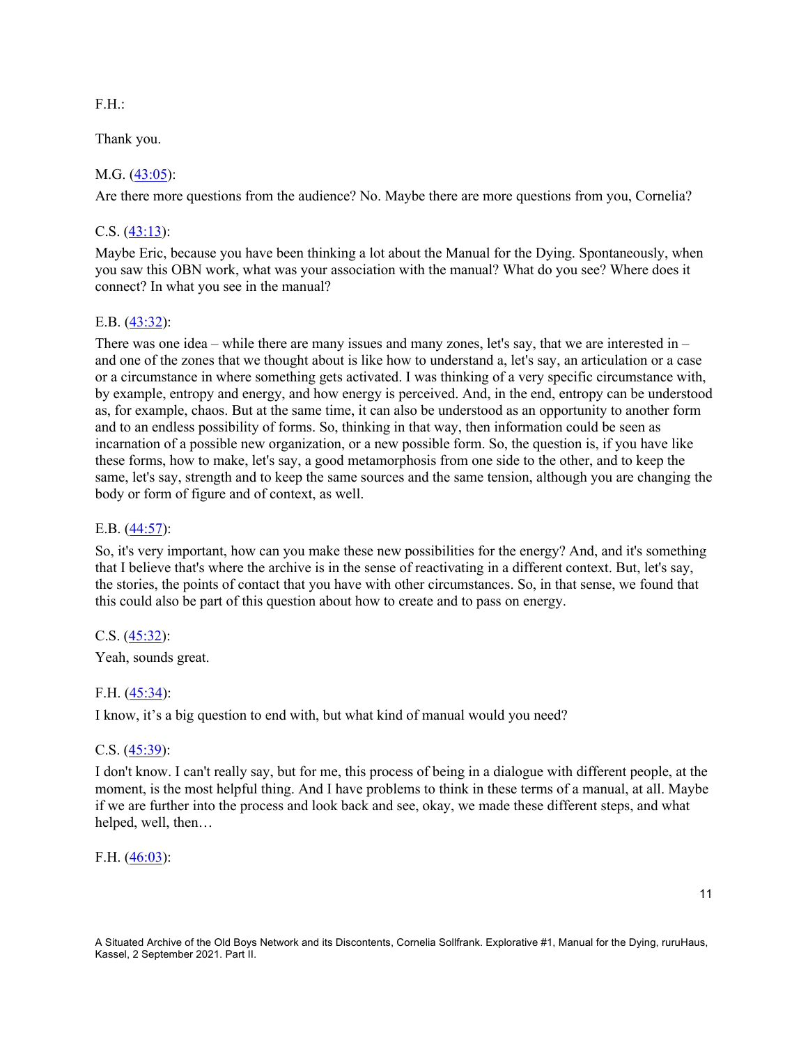F.H.:

Thank you.

M.G. ([43:05]):

Are there more questions from the audience? No. Maybe there are more questions from you, Cornelia?

C.S. ([43:13]):

Maybe Eric, because you have been thinking a lot about the Manual for the Dying. Spontaneously, when you saw this OBN work, what was your association with the manual? What do you see? Where does it connect? In what you see in the manual?

E.B. ([43:32]):

There was one idea – while there are many issues and many zones, let's say, that we are interested in – and one of the zones that we thought about is like how to understand a, let's say, an articulation or a case or a circumstance in where something gets activated. I was thinking of a very specific circumstance with, by example, entropy and energy, and how energy is perceived. And, in the end, entropy can be understood as, for example, chaos. But at the same time, it can also be understood as an opportunity to another form and to an endless possibility of forms. So, thinking in that way, then information could be seen as incarnation of a possible new organization, or a new possible form. So, the question is, if you have like these forms, how to make, let's say, a good metamorphosis from one side to the other, and to keep the same, let's say, strength and to keep the same sources and the same tension, although you are changing the body or form of figure and of context, as well.

E.B. ([44:57]):

So, it's very important, how can you make these new possibilities for the energy? And, and it's something that I believe that's where the archive is in the sense of reactivating in a different context. But, let's say, the stories, the points of contact that you have with other circumstances. So, in that sense, we found that this could also be part of this question about how to create and to pass on energy.

C.S. ([45:32]):

Yeah, sounds great.

F.H. ([45:34]):

I know, it's a big question to end with, but what kind of manual would you need?

C.S. ([45:39]):

I don't know. I can't really say, but for me, this process of being in a dialogue with different people, at the moment, is the most helpful thing. And I have problems to think in these terms of a manual, at all. Maybe if we are further into the process and look back and see, okay, we made these different steps, and what helped, well, then…

F.H. ([46:03]):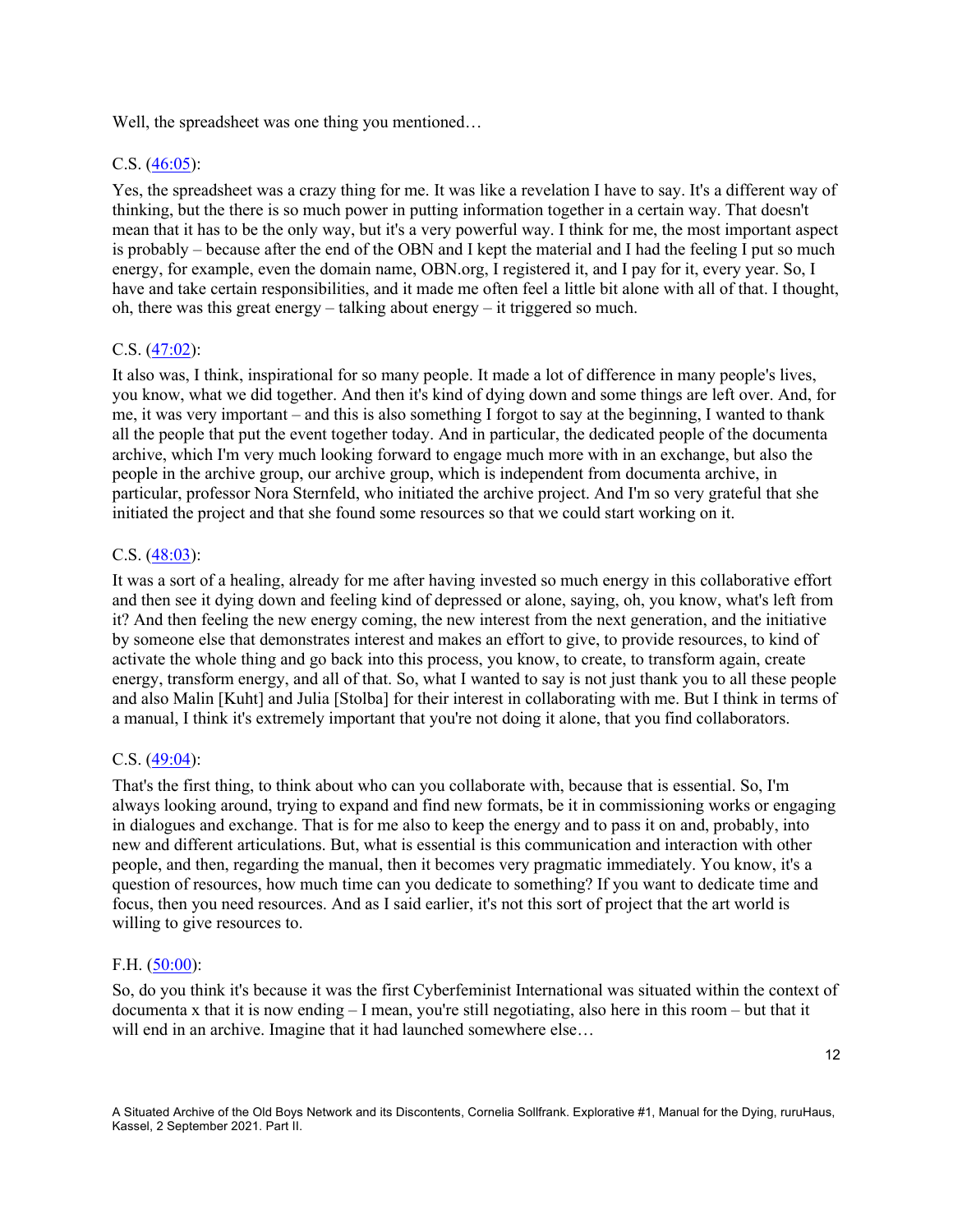Well, the spreadsheet was one thing you mentioned…

C.S. (46:05):

Yes, the spreadsheet was a crazy thing for me. It was like a revelation I have to say. It's a different way of thinking, but the there is so much power in putting information together in a certain way. That doesn't mean that it has to be the only way, but it's a very powerful way. I think for me, the most important aspect is probably – because after the end of the OBN and I kept the material and I had the feeling I put so much energy, for example, even the domain name, OBN.org, I registered it, and I pay for it, every year. So, I have and take certain responsibilities, and it made me often feel a little bit alone with all of that. I thought, oh, there was this great energy – talking about energy – it triggered so much.

C.S. (47:02):

It also was, I think, inspirational for so many people. It made a lot of difference in many people's lives, you know, what we did together. And then it's kind of dying down and some things are left over. And, for me, it was very important – and this is also something I forgot to say at the beginning, I wanted to thank all the people that put the event together today. And in particular, the dedicated people of the documenta archive, which I'm very much looking forward to engage much more with in an exchange, but also the people in the archive group, our archive group, which is independent from documenta archive, in particular, professor Nora Sternfeld, who initiated the archive project. And I'm so very grateful that she initiated the project and that she found some resources so that we could start working on it.

C.S. (48:03):

It was a sort of a healing, already for me after having invested so much energy in this collaborative effort and then see it dying down and feeling kind of depressed or alone, saying, oh, you know, what's left from it? And then feeling the new energy coming, the new interest from the next generation, and the initiative by someone else that demonstrates interest and makes an effort to give, to provide resources, to kind of activate the whole thing and go back into this process, you know, to create, to transform again, create energy, transform energy, and all of that. So, what I wanted to say is not just thank you to all these people and also Malin [Kuht] and Julia [Stolba] for their interest in collaborating with me. But I think in terms of a manual, I think it's extremely important that you're not doing it alone, that you find collaborators.

C.S. (49:04):

That's the first thing, to think about who can you collaborate with, because that is essential. So, I'm always looking around, trying to expand and find new formats, be it in commissioning works or engaging in dialogues and exchange. That is for me also to keep the energy and to pass it on and, probably, into new and different articulations. But, what is essential is this communication and interaction with other people, and then, regarding the manual, then it becomes very pragmatic immediately. You know, it's a question of resources, how much time can you dedicate to something? If you want to dedicate time and focus, then you need resources. And as I said earlier, it's not this sort of project that the art world is willing to give resources to.

F.H. (50:00):

So, do you think it's because it was the first Cyberfeminist International was situated within the context of documenta x that it is now ending – I mean, you're still negotiating, also here in this room – but that it will end in an archive. Imagine that it had launched somewhere else…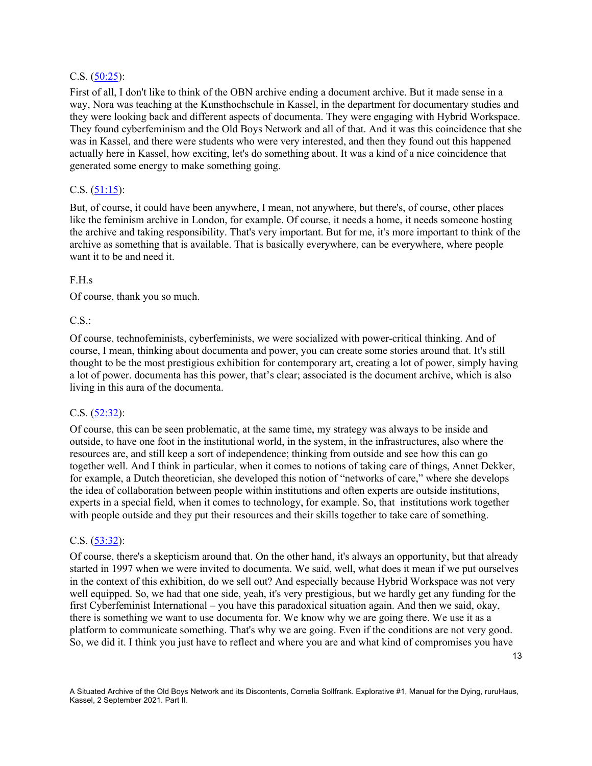C.S. ([50:25]()):

First of all, I don't like to think of the OBN archive ending a document archive. But it made sense in a way, Nora was teaching at the Kunsthochschule in Kassel, in the department for documentary studies and they were looking back and different aspects of documenta. They were engaging with Hybrid Workspace. They found cyberfeminism and the Old Boys Network and all of that. And it was this coincidence that she was in Kassel, and there were students who were very interested, and then they found out this happened actually here in Kassel, how exciting, let's do something about. It was a kind of a nice coincidence that generated some energy to make something going.

C.S. ([51:15]()):

But, of course, it could have been anywhere, I mean, not anywhere, but there's, of course, other places like the feminism archive in London, for example. Of course, it needs a home, it needs someone hosting the archive and taking responsibility. That's very important. But for me, it's more important to think of the archive as something that is available. That is basically everywhere, can be everywhere, where people want it to be and need it.

F.H.s

Of course, thank you so much.

C.S.:

Of course, technofeminists, cyberfeminists, we were socialized with power-critical thinking. And of course, I mean, thinking about documenta and power, you can create some stories around that. It's still thought to be the most prestigious exhibition for contemporary art, creating a lot of power, simply having a lot of power. documenta has this power, that's clear; associated is the document archive, which is also living in this aura of the documenta.

C.S. ([52:32]()):

Of course, this can be seen problematic, at the same time, my strategy was always to be inside and outside, to have one foot in the institutional world, in the system, in the infrastructures, also where the resources are, and still keep a sort of independence; thinking from outside and see how this can go together well. And I think in particular, when it comes to notions of taking care of things, Annet Dekker, for example, a Dutch theoretician, she developed this notion of "networks of care," where she develops the idea of collaboration between people within institutions and often experts are outside institutions, experts in a special field, when it comes to technology, for example. So, that institutions work together with people outside and they put their resources and their skills together to take care of something.

C.S. ([53:32]()):

Of course, there's a skepticism around that. On the other hand, it's always an opportunity, but that already started in 1997 when we were invited to documenta. We said, well, what does it mean if we put ourselves in the context of this exhibition, do we sell out? And especially because Hybrid Workspace was not very well equipped. So, we had that one side, yeah, it's very prestigious, but we hardly get any funding for the first Cyberfeminist International – you have this paradoxical situation again. And then we said, okay, there is something we want to use documenta for. We know why we are going there. We use it as a platform to communicate something. That's why we are going. Even if the conditions are not very good. So, we did it. I think you just have to reflect and where you are and what kind of compromises you have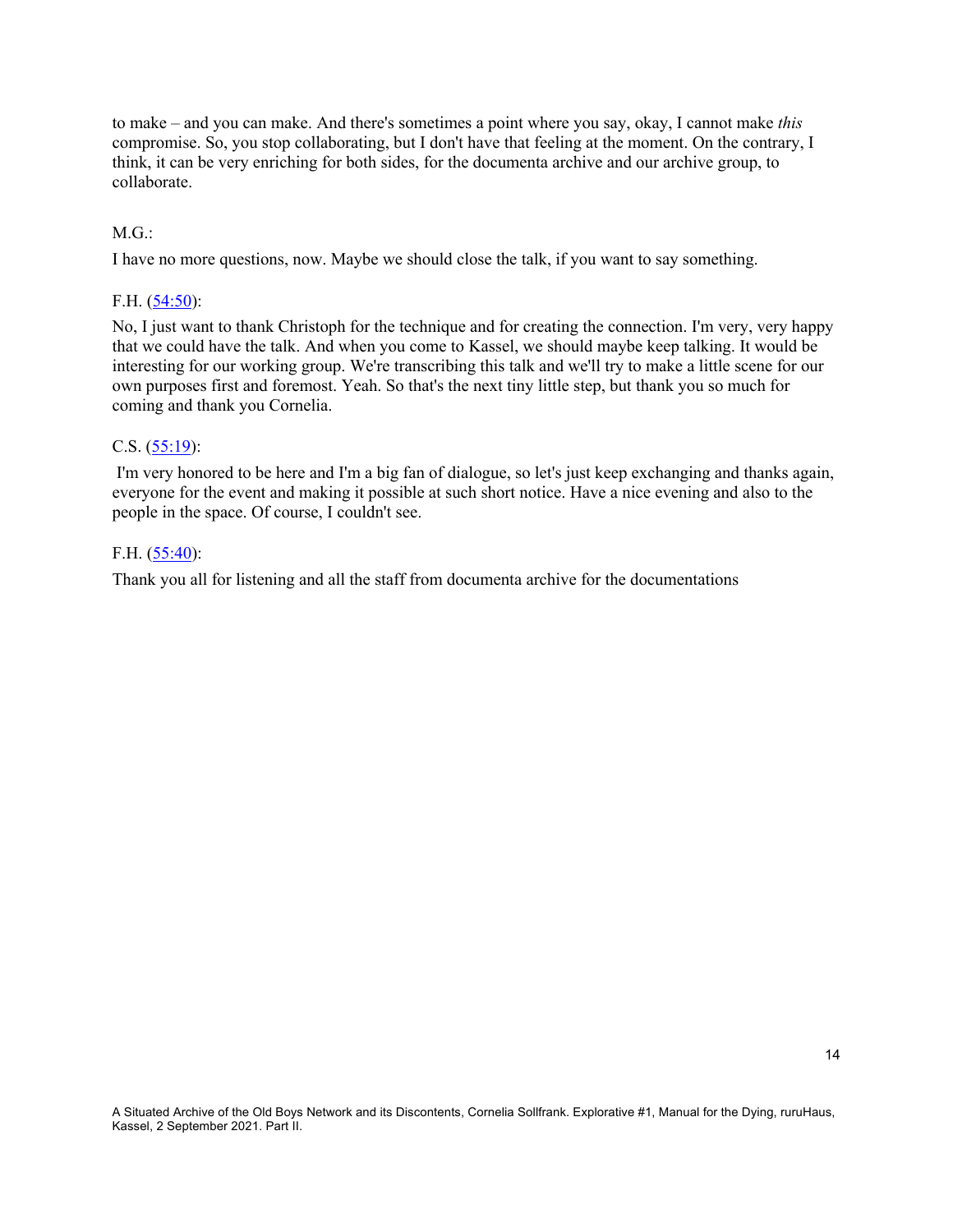to make – and you can make. And there's sometimes a point where you say, okay, I cannot make *this* compromise. So, you stop collaborating, but I don't have that feeling at the moment. On the contrary, I think, it can be very enriching for both sides, for the documenta archive and our archive group, to collaborate.

M.G.:

I have no more questions, now. Maybe we should close the talk, if you want to say something.

F.H. (54:50):

No, I just want to thank Christoph for the technique and for creating the connection. I'm very, very happy that we could have the talk. And when you come to Kassel, we should maybe keep talking. It would be interesting for our working group. We're transcribing this talk and we'll try to make a little scene for our own purposes first and foremost. Yeah. So that's the next tiny little step, but thank you so much for coming and thank you Cornelia.

C.S. (55:19):

I'm very honored to be here and I'm a big fan of dialogue, so let's just keep exchanging and thanks again, everyone for the event and making it possible at such short notice. Have a nice evening and also to the people in the space. Of course, I couldn't see.

F.H. (55:40):

Thank you all for listening and all the staff from documenta archive for the documentations